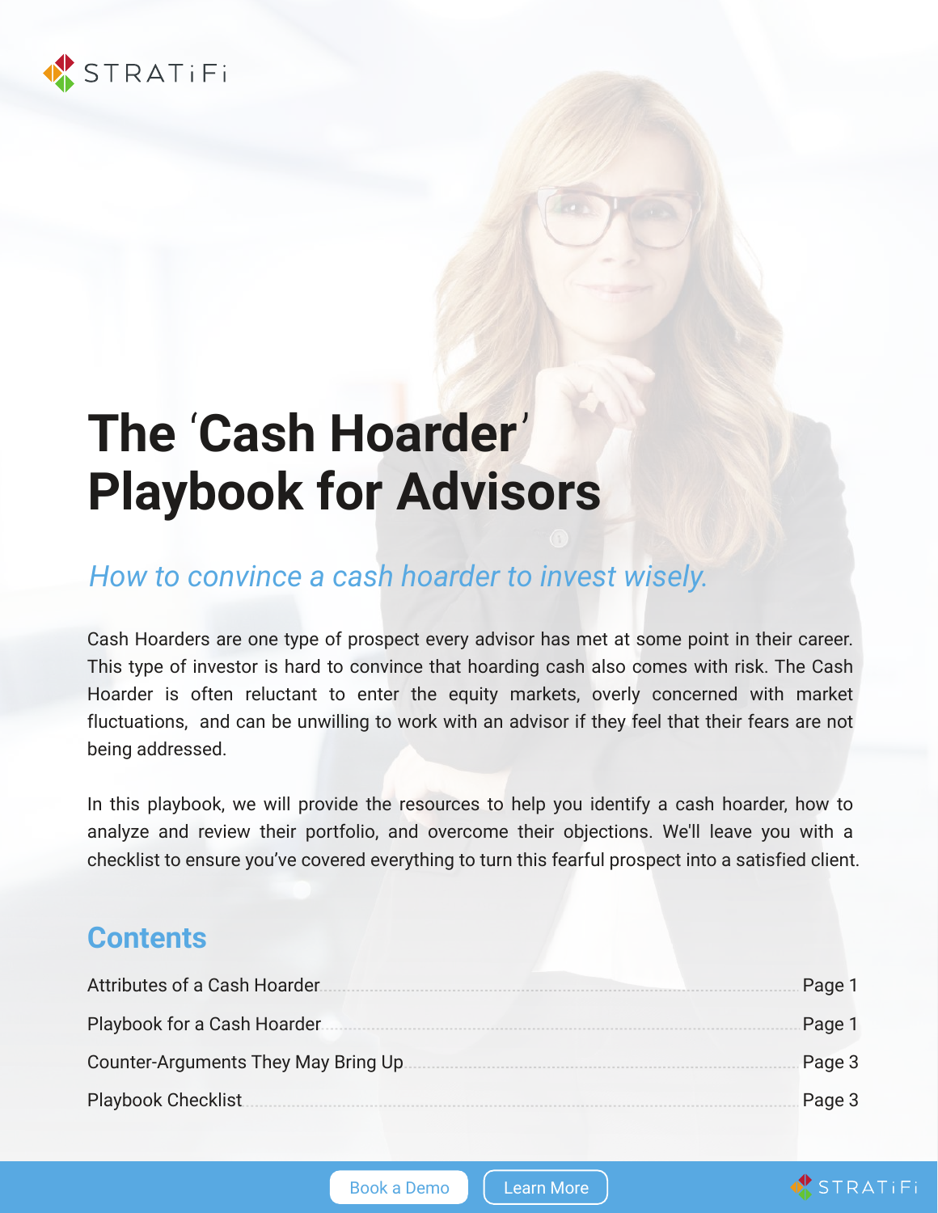STRATiFi

# The 'Cash Hoarder' Playbook for Advisors

*How to convince a cash hoarder to invest wisely.*

Cash Hoarders are one type of prospect every advisor has met at some point in their career. This type of investor is hard to convince that hoarding cash also comes with risk. The Cash Hoarder is often reluctant to enter the equity markets, overly concerned with market fluctuations, and can be unwilling to work with an advisor if they feel that their fears are not being addressed.

In this playbook, we will provide the resources to help you identify a cash hoarder, how to analyze and review their portfolio, and overcome their objections. We'll leave you with a checklist to ensure you've covered everything to turn this fearful prospect into a satisfied client.

## Contents

| | |
|---|---|
| Attributes of a Cash Hoarder | Page 1 |
| Playbook for a Cash Hoarder | Page 1 |
| Counter-Arguments They May Bring Up | Page 3 |
| Playbook Checklist | Page 3 |

Book a Demo | Learn More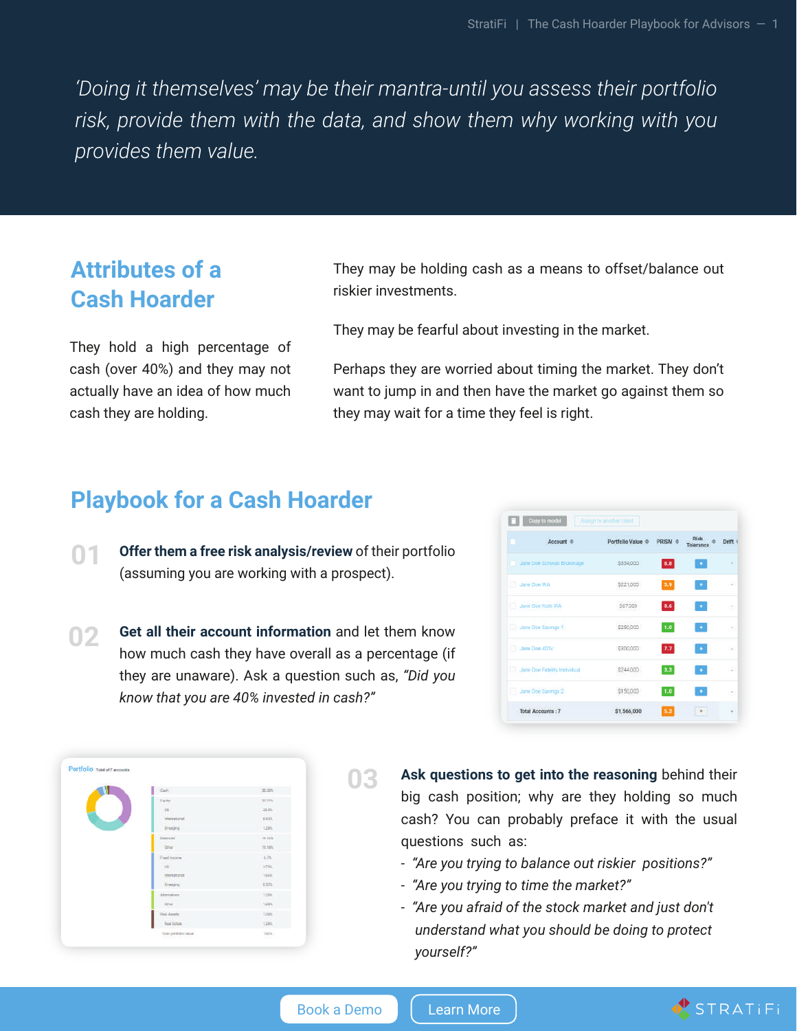*'Doing it themselves' may be their mantra-until you assess their portfolio risk, provide them with the data, and show them why working with you provides them value.*

## Attributes of a Cash Hoarder

They hold a high percentage of cash (over 40%) and they may not actually have an idea of how much cash they are holding.

They may be holding cash as a means to offset/balance out riskier investments.

They may be fearful about investing in the market.

Perhaps they are worried about timing the market. They don't want to jump in and then have the market go against them so they may wait for a time they feel is right.

## Playbook for a Cash Hoarder

**01** **Offer them a free risk analysis/review** of their portfolio (assuming you are working with a prospect).

**02** **Get all their account information** and let them know how much cash they have overall as a percentage (if they are unaware). Ask a question such as, *"Did you know that you are 40% invested in cash?"*

**03** **Ask questions to get into the reasoning** behind their big cash position; why are they holding so much cash? You can probably preface it with the usual questions such as:

- *"Are you trying to balance out riskier positions?"*
- *"Are you trying to time the market?"*
- *"Are you afraid of the stock market and just don't understand what you should be doing to protect yourself?"*

Book a Demo | Learn More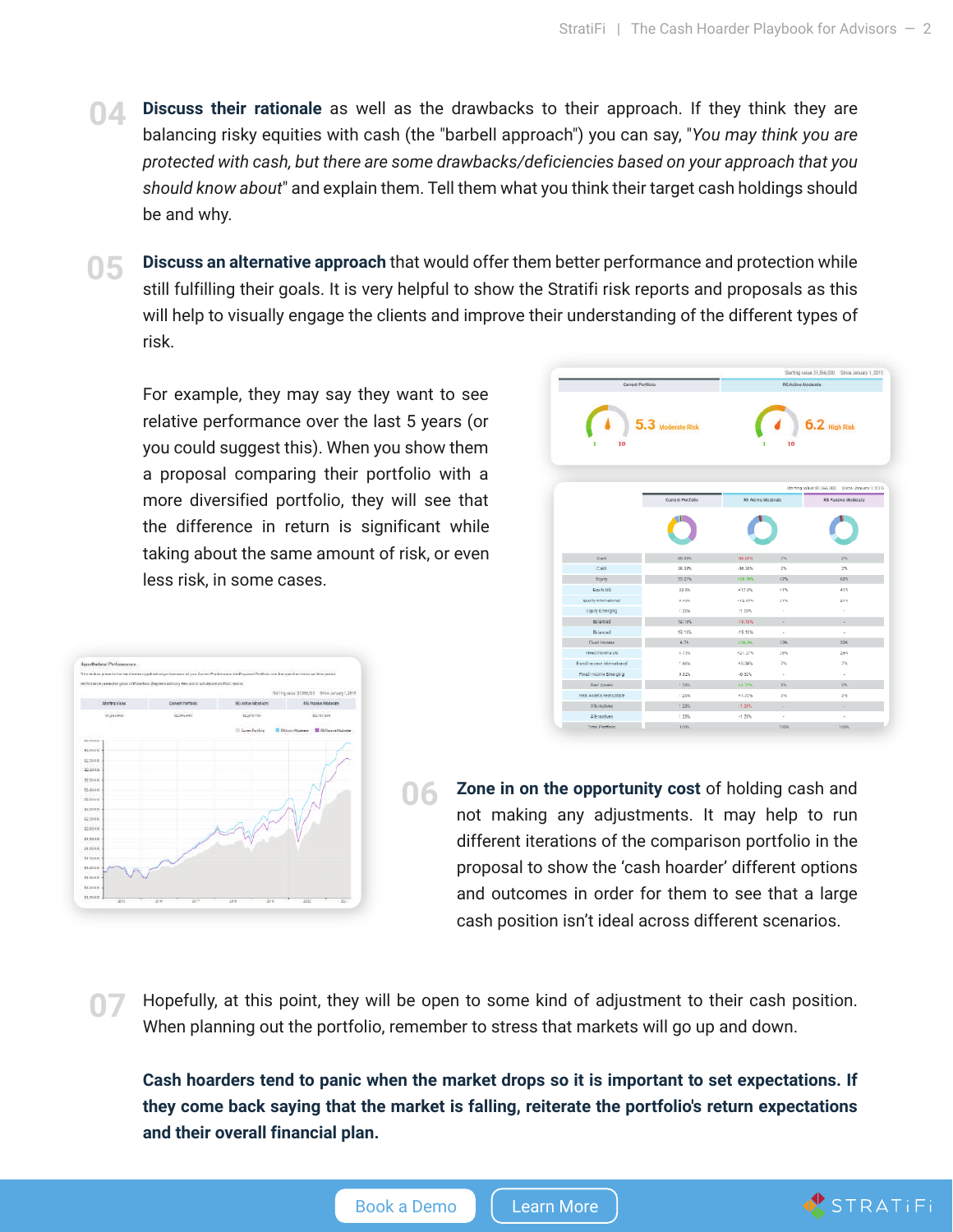04 **Discuss their rationale** as well as the drawbacks to their approach. If they think they are balancing risky equities with cash (the "barbell approach") you can say, "*You may think you are protected with cash, but there are some drawbacks/deficiencies based on your approach that you should know about*" and explain them. Tell them what you think their target cash holdings should be and why.

05 **Discuss an alternative approach** that would offer them better performance and protection while still fulfilling their goals. It is very helpful to show the Stratifi risk reports and proposals as this will help to visually engage the clients and improve their understanding of the different types of risk.

For example, they may say they want to see relative performance over the last 5 years (or you could suggest this). When you show them a proposal comparing their portfolio with a more diversified portfolio, they will see that the difference in return is significant while taking about the same amount of risk, or even less risk, in some cases.

06 **Zone in on the opportunity cost** of holding cash and not making any adjustments. It may help to run different iterations of the comparison portfolio in the proposal to show the 'cash hoarder' different options and outcomes in order for them to see that a large cash position isn't ideal across different scenarios.

07 Hopefully, at this point, they will be open to some kind of adjustment to their cash position. When planning out the portfolio, remember to stress that markets will go up and down.

**Cash hoarders tend to panic when the market drops so it is important to set expectations. If they come back saying that the market is falling, reiterate the portfolio's return expectations and their overall financial plan.**

Book a Demo | Learn More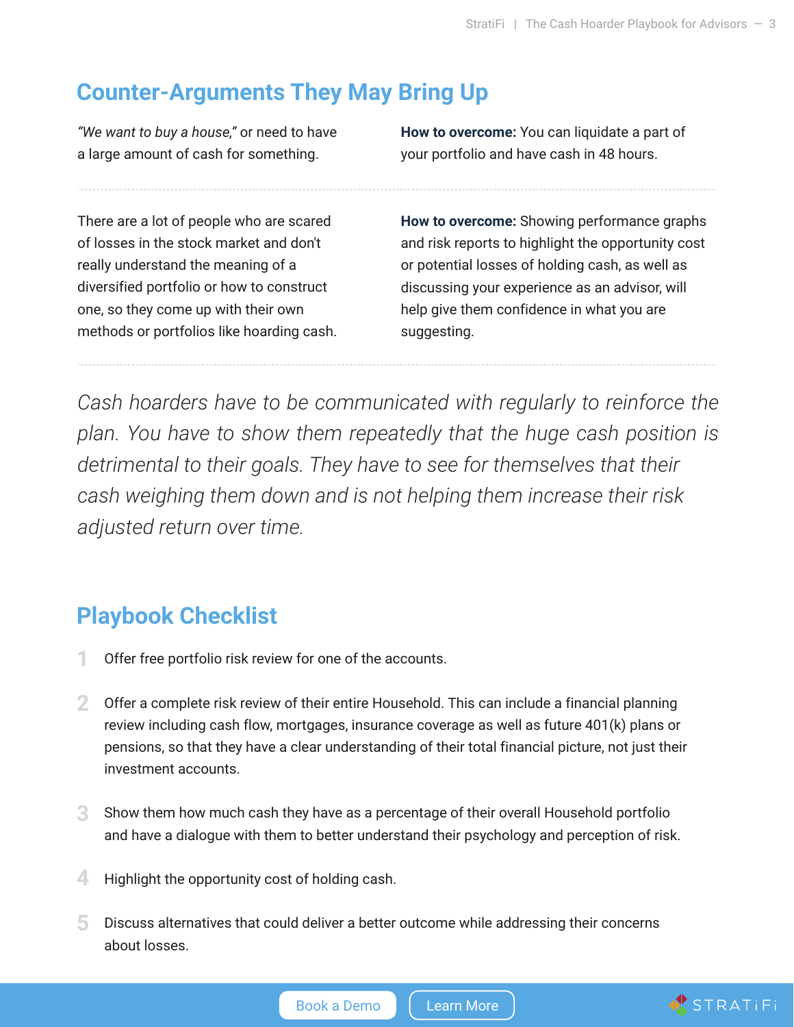## Counter-Arguments They May Bring Up

| | |
|---|---|
| *"We want to buy a house,"* or need to have a large amount of cash for something. | **How to overcome:** You can liquidate a part of your portfolio and have cash in 48 hours. |
| There are a lot of people who are scared of losses in the stock market and don't really understand the meaning of a diversified portfolio or how to construct one, so they come up with their own methods or portfolios like hoarding cash. | **How to overcome:** Showing performance graphs and risk reports to highlight the opportunity cost or potential losses of holding cash, as well as discussing your experience as an advisor, will help give them confidence in what you are suggesting. |

*Cash hoarders have to be communicated with regularly to reinforce the plan. You have to show them repeatedly that the huge cash position is detrimental to their goals. They have to see for themselves that their cash weighing them down and is not helping them increase their risk adjusted return over time.*

## Playbook Checklist

1. Offer free portfolio risk review for one of the accounts.
2. Offer a complete risk review of their entire Household. This can include a financial planning review including cash flow, mortgages, insurance coverage as well as future 401(k) plans or pensions, so that they have a clear understanding of their total financial picture, not just their investment accounts.
3. Show them how much cash they have as a percentage of their overall Household portfolio and have a dialogue with them to better understand their psychology and perception of risk.
4. Highlight the opportunity cost of holding cash.
5. Discuss alternatives that could deliver a better outcome while addressing their concerns about losses.

Book a Demo

Learn More

STRATiFi